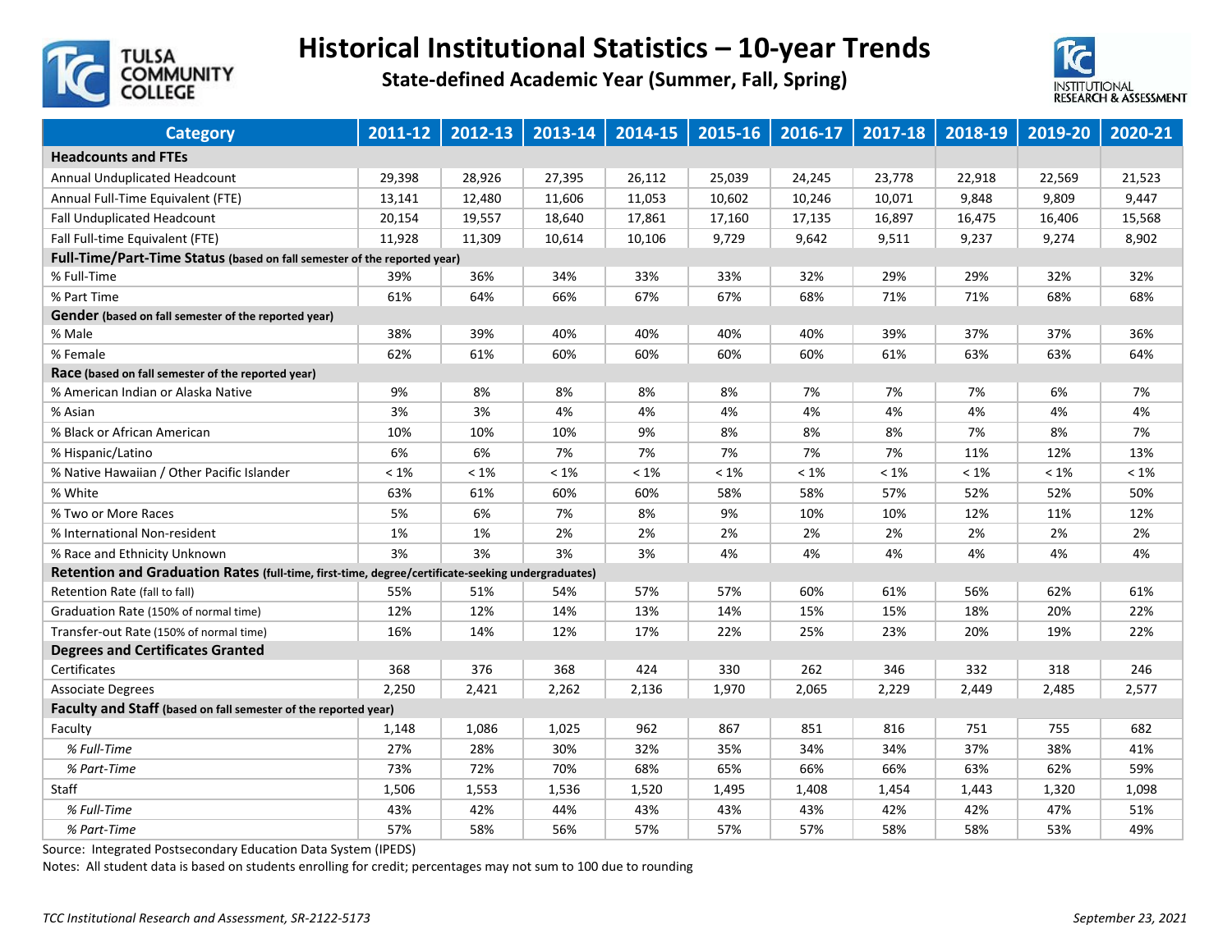# Historical Institutional Statistics – 10-year Trends

## State-defined Academic Year (Summer, Fall, Spring)

| Category | 2011-12 | 2012-13 | 2013-14 | 2014-15 | 2015-16 | 2016-17 | 2017-18 | 2018-19 | 2019-20 | 2020-21 |
|---|---|---|---|---|---|---|---|---|---|---|
| **Headcounts and FTEs** | | | | | | | | | | |
| Annual Unduplicated Headcount | 29,398 | 28,926 | 27,395 | 26,112 | 25,039 | 24,245 | 23,778 | 22,918 | 22,569 | 21,523 |
| Annual Full-Time Equivalent (FTE) | 13,141 | 12,480 | 11,606 | 11,053 | 10,602 | 10,246 | 10,071 | 9,848 | 9,809 | 9,447 |
| Fall Unduplicated Headcount | 20,154 | 19,557 | 18,640 | 17,861 | 17,160 | 17,135 | 16,897 | 16,475 | 16,406 | 15,568 |
| Fall Full-time Equivalent (FTE) | 11,928 | 11,309 | 10,614 | 10,106 | 9,729 | 9,642 | 9,511 | 9,237 | 9,274 | 8,902 |
| **Full-Time/Part-Time Status (based on fall semester of the reported year)** | | | | | | | | | | |
| % Full-Time | 39% | 36% | 34% | 33% | 33% | 32% | 29% | 29% | 32% | 32% |
| % Part Time | 61% | 64% | 66% | 67% | 67% | 68% | 71% | 71% | 68% | 68% |
| **Gender (based on fall semester of the reported year)** | | | | | | | | | | |
| % Male | 38% | 39% | 40% | 40% | 40% | 40% | 39% | 37% | 37% | 36% |
| % Female | 62% | 61% | 60% | 60% | 60% | 60% | 61% | 63% | 63% | 64% |
| **Race (based on fall semester of the reported year)** | | | | | | | | | | |
| % American Indian or Alaska Native | 9% | 8% | 8% | 8% | 8% | 7% | 7% | 7% | 6% | 7% |
| % Asian | 3% | 3% | 4% | 4% | 4% | 4% | 4% | 4% | 4% | 4% |
| % Black or African American | 10% | 10% | 10% | 9% | 8% | 8% | 8% | 7% | 8% | 7% |
| % Hispanic/Latino | 6% | 6% | 7% | 7% | 7% | 7% | 7% | 11% | 12% | 13% |
| % Native Hawaiian / Other Pacific Islander | < 1% | < 1% | < 1% | < 1% | < 1% | < 1% | < 1% | < 1% | < 1% | < 1% |
| % White | 63% | 61% | 60% | 60% | 58% | 58% | 57% | 52% | 52% | 50% |
| % Two or More Races | 5% | 6% | 7% | 8% | 9% | 10% | 10% | 12% | 11% | 12% |
| % International Non-resident | 1% | 1% | 2% | 2% | 2% | 2% | 2% | 2% | 2% | 2% |
| % Race and Ethnicity Unknown | 3% | 3% | 3% | 3% | 4% | 4% | 4% | 4% | 4% | 4% |
| **Retention and Graduation Rates (full-time, first-time, degree/certificate-seeking undergraduates)** | | | | | | | | | | |
| Retention Rate (fall to fall) | 55% | 51% | 54% | 57% | 57% | 60% | 61% | 56% | 62% | 61% |
| Graduation Rate (150% of normal time) | 12% | 12% | 14% | 13% | 14% | 15% | 15% | 18% | 20% | 22% |
| Transfer-out Rate (150% of normal time) | 16% | 14% | 12% | 17% | 22% | 25% | 23% | 20% | 19% | 22% |
| **Degrees and Certificates Granted** | | | | | | | | | | |
| Certificates | 368 | 376 | 368 | 424 | 330 | 262 | 346 | 332 | 318 | 246 |
| Associate Degrees | 2,250 | 2,421 | 2,262 | 2,136 | 1,970 | 2,065 | 2,229 | 2,449 | 2,485 | 2,577 |
| **Faculty and Staff (based on fall semester of the reported year)** | | | | | | | | | | |
| Faculty | 1,148 | 1,086 | 1,025 | 962 | 867 | 851 | 816 | 751 | 755 | 682 |
| *% Full-Time* | 27% | 28% | 30% | 32% | 35% | 34% | 34% | 37% | 38% | 41% |
| *% Part-Time* | 73% | 72% | 70% | 68% | 65% | 66% | 66% | 63% | 62% | 59% |
| Staff | 1,506 | 1,553 | 1,536 | 1,520 | 1,495 | 1,408 | 1,454 | 1,443 | 1,320 | 1,098 |
| *% Full-Time* | 43% | 42% | 44% | 43% | 43% | 43% | 42% | 42% | 47% | 51% |
| *% Part-Time* | 57% | 58% | 56% | 57% | 57% | 57% | 58% | 58% | 53% | 49% |

Source: Integrated Postsecondary Education Data System (IPEDS)

Notes: All student data is based on students enrolling for credit; percentages may not sum to 100 due to rounding

*TCC Institutional Research and Assessment, SR-2122-5173* *September 23, 2021*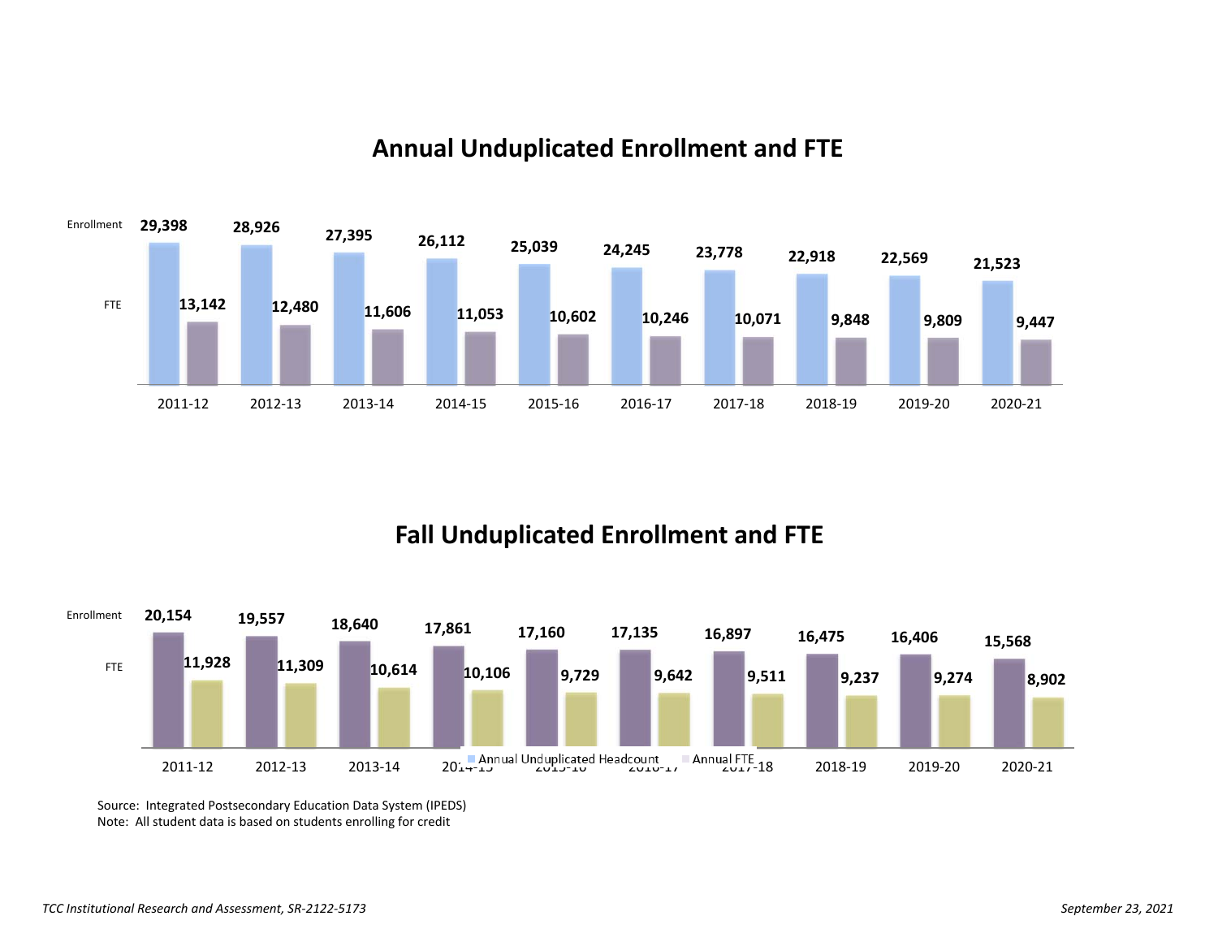## Annual Unduplicated Enrollment and FTE

Enrollment
FTE

29,398
13,142
2011-12

28,926
12,480
2012-13

27,395
11,606
2013-14

26,112
11,053
2014-15

25,039
10,602
2015-16

24,245
10,246
2016-17

23,778
10,071
2017-18

22,918
9,848
2018-19

22,569
9,809
2019-20

21,523
9,447
2020-21

## Fall Unduplicated Enrollment and FTE

Enrollment
FTE

20,154
11,928
2011-12

19,557
11,309
2012-13

18,640
10,614
2013-14

17,861
10,106
2014-15

17,160
9,729
2015-16

17,135
9,642
2016-17

16,897
9,511
2017-18

16,475
9,237
2018-19

16,406
9,274
2019-20

15,568
8,902
2020-21

Annual Unduplicated Headcount
Annual FTE

Source: Integrated Postsecondary Education Data System (IPEDS)
Note: All student data is based on students enrolling for credit

*TCC Institutional Research and Assessment, SR-2122-5173*

*September 23, 2021*